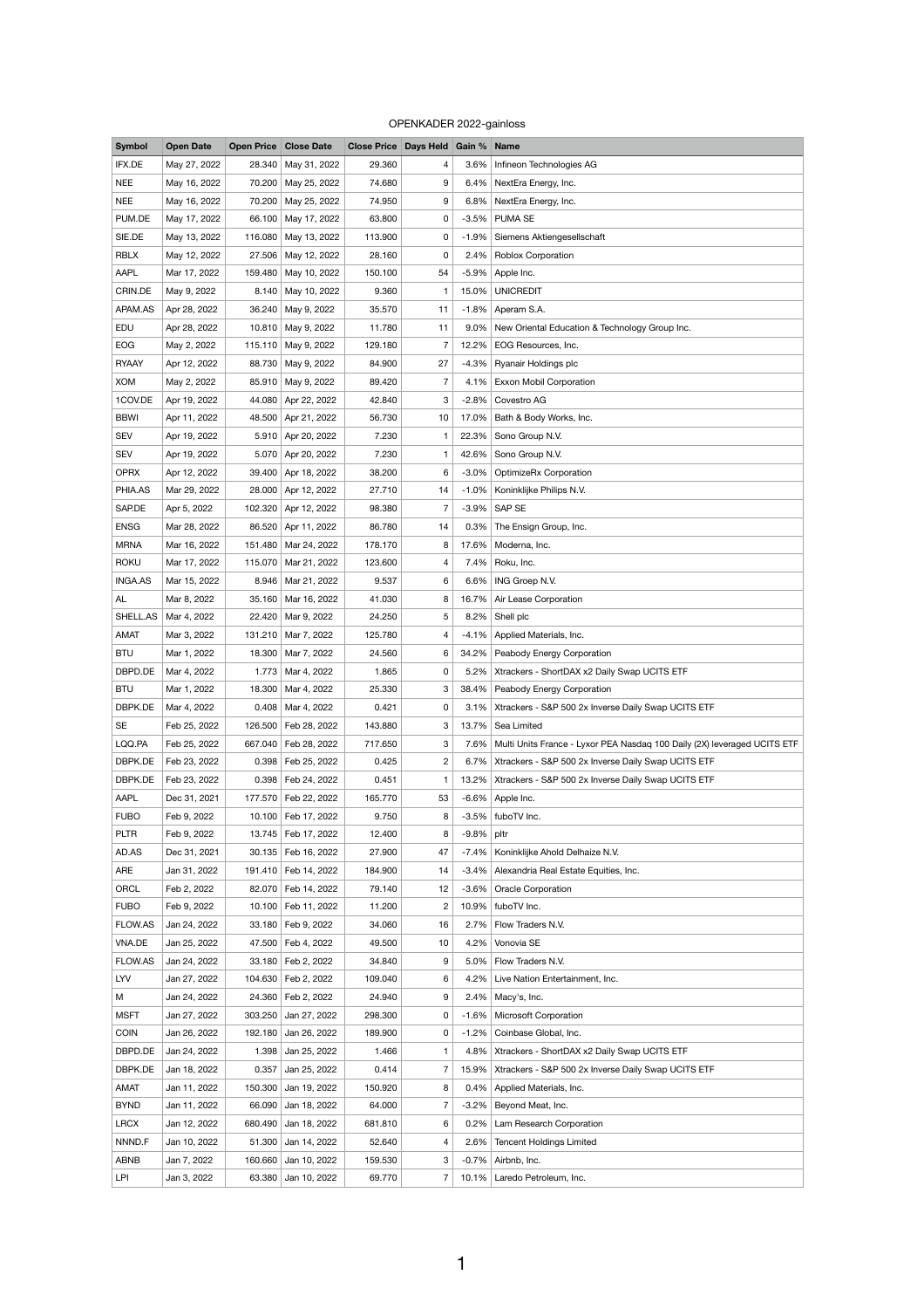OPENKADER 2022-gainloss

| Symbol | Open Date | Open Price | Close Date | Close Price | Days Held | Gain % | Name |
|---|---|---|---|---|---|---|---|
| IFX.DE | May 27, 2022 | 28.340 | May 31, 2022 | 29.360 | 4 | 3.6% | Infineon Technologies AG |
| NEE | May 16, 2022 | 70.200 | May 25, 2022 | 74.680 | 9 | 6.4% | NextEra Energy, Inc. |
| NEE | May 16, 2022 | 70.200 | May 25, 2022 | 74.950 | 9 | 6.8% | NextEra Energy, Inc. |
| PUM.DE | May 17, 2022 | 66.100 | May 17, 2022 | 63.800 | 0 | -3.5% | PUMA SE |
| SIE.DE | May 13, 2022 | 116.080 | May 13, 2022 | 113.900 | 0 | -1.9% | Siemens Aktiengesellschaft |
| RBLX | May 12, 2022 | 27.506 | May 12, 2022 | 28.160 | 0 | 2.4% | Roblox Corporation |
| AAPL | Mar 17, 2022 | 159.480 | May 10, 2022 | 150.100 | 54 | -5.9% | Apple Inc. |
| CRIN.DE | May 9, 2022 | 8.140 | May 10, 2022 | 9.360 | 1 | 15.0% | UNICREDIT |
| APAM.AS | Apr 28, 2022 | 36.240 | May 9, 2022 | 35.570 | 11 | -1.8% | Aperam S.A. |
| EDU | Apr 28, 2022 | 10.810 | May 9, 2022 | 11.780 | 11 | 9.0% | New Oriental Education & Technology Group Inc. |
| EOG | May 2, 2022 | 115.110 | May 9, 2022 | 129.180 | 7 | 12.2% | EOG Resources, Inc. |
| RYAAY | Apr 12, 2022 | 88.730 | May 9, 2022 | 84.900 | 27 | -4.3% | Ryanair Holdings plc |
| XOM | May 2, 2022 | 85.910 | May 9, 2022 | 89.420 | 7 | 4.1% | Exxon Mobil Corporation |
| 1COV.DE | Apr 19, 2022 | 44.080 | Apr 22, 2022 | 42.840 | 3 | -2.8% | Covestro AG |
| BBWI | Apr 11, 2022 | 48.500 | Apr 21, 2022 | 56.730 | 10 | 17.0% | Bath & Body Works, Inc. |
| SEV | Apr 19, 2022 | 5.910 | Apr 20, 2022 | 7.230 | 1 | 22.3% | Sono Group N.V. |
| SEV | Apr 19, 2022 | 5.070 | Apr 20, 2022 | 7.230 | 1 | 42.6% | Sono Group N.V. |
| OPRX | Apr 12, 2022 | 39.400 | Apr 18, 2022 | 38.200 | 6 | -3.0% | OptimizeRx Corporation |
| PHIA.AS | Mar 29, 2022 | 28.000 | Apr 12, 2022 | 27.710 | 14 | -1.0% | Koninklijke Philips N.V. |
| SAP.DE | Apr 5, 2022 | 102.320 | Apr 12, 2022 | 98.380 | 7 | -3.9% | SAP SE |
| ENSG | Mar 28, 2022 | 86.520 | Apr 11, 2022 | 86.780 | 14 | 0.3% | The Ensign Group, Inc. |
| MRNA | Mar 16, 2022 | 151.480 | Mar 24, 2022 | 178.170 | 8 | 17.6% | Moderna, Inc. |
| ROKU | Mar 17, 2022 | 115.070 | Mar 21, 2022 | 123.600 | 4 | 7.4% | Roku, Inc. |
| INGA.AS | Mar 15, 2022 | 8.946 | Mar 21, 2022 | 9.537 | 6 | 6.6% | ING Groep N.V. |
| AL | Mar 8, 2022 | 35.160 | Mar 16, 2022 | 41.030 | 8 | 16.7% | Air Lease Corporation |
| SHELL.AS | Mar 4, 2022 | 22.420 | Mar 9, 2022 | 24.250 | 5 | 8.2% | Shell plc |
| AMAT | Mar 3, 2022 | 131.210 | Mar 7, 2022 | 125.780 | 4 | -4.1% | Applied Materials, Inc. |
| BTU | Mar 1, 2022 | 18.300 | Mar 7, 2022 | 24.560 | 6 | 34.2% | Peabody Energy Corporation |
| DBPD.DE | Mar 4, 2022 | 1.773 | Mar 4, 2022 | 1.865 | 0 | 5.2% | Xtrackers - ShortDAX x2 Daily Swap UCITS ETF |
| BTU | Mar 1, 2022 | 18.300 | Mar 4, 2022 | 25.330 | 3 | 38.4% | Peabody Energy Corporation |
| DBPK.DE | Mar 4, 2022 | 0.408 | Mar 4, 2022 | 0.421 | 0 | 3.1% | Xtrackers - S&P 500 2x Inverse Daily Swap UCITS ETF |
| SE | Feb 25, 2022 | 126.500 | Feb 28, 2022 | 143.880 | 3 | 13.7% | Sea Limited |
| LQQ.PA | Feb 25, 2022 | 667.040 | Feb 28, 2022 | 717.650 | 3 | 7.6% | Multi Units France - Lyxor PEA Nasdaq 100 Daily (2X) leveraged UCITS ETF |
| DBPK.DE | Feb 23, 2022 | 0.398 | Feb 25, 2022 | 0.425 | 2 | 6.7% | Xtrackers - S&P 500 2x Inverse Daily Swap UCITS ETF |
| DBPK.DE | Feb 23, 2022 | 0.398 | Feb 24, 2022 | 0.451 | 1 | 13.2% | Xtrackers - S&P 500 2x Inverse Daily Swap UCITS ETF |
| AAPL | Dec 31, 2021 | 177.570 | Feb 22, 2022 | 165.770 | 53 | -6.6% | Apple Inc. |
| FUBO | Feb 9, 2022 | 10.100 | Feb 17, 2022 | 9.750 | 8 | -3.5% | fuboTV Inc. |
| PLTR | Feb 9, 2022 | 13.745 | Feb 17, 2022 | 12.400 | 8 | -9.8% | pltr |
| AD.AS | Dec 31, 2021 | 30.135 | Feb 16, 2022 | 27.900 | 47 | -7.4% | Koninklijke Ahold Delhaize N.V. |
| ARE | Jan 31, 2022 | 191.410 | Feb 14, 2022 | 184.900 | 14 | -3.4% | Alexandria Real Estate Equities, Inc. |
| ORCL | Feb 2, 2022 | 82.070 | Feb 14, 2022 | 79.140 | 12 | -3.6% | Oracle Corporation |
| FUBO | Feb 9, 2022 | 10.100 | Feb 11, 2022 | 11.200 | 2 | 10.9% | fuboTV Inc. |
| FLOW.AS | Jan 24, 2022 | 33.180 | Feb 9, 2022 | 34.060 | 16 | 2.7% | Flow Traders N.V. |
| VNA.DE | Jan 25, 2022 | 47.500 | Feb 4, 2022 | 49.500 | 10 | 4.2% | Vonovia SE |
| FLOW.AS | Jan 24, 2022 | 33.180 | Feb 2, 2022 | 34.840 | 9 | 5.0% | Flow Traders N.V. |
| LYV | Jan 27, 2022 | 104.630 | Feb 2, 2022 | 109.040 | 6 | 4.2% | Live Nation Entertainment, Inc. |
| M | Jan 24, 2022 | 24.360 | Feb 2, 2022 | 24.940 | 9 | 2.4% | Macy's, Inc. |
| MSFT | Jan 27, 2022 | 303.250 | Jan 27, 2022 | 298.300 | 0 | -1.6% | Microsoft Corporation |
| COIN | Jan 26, 2022 | 192.180 | Jan 26, 2022 | 189.900 | 0 | -1.2% | Coinbase Global, Inc. |
| DBPD.DE | Jan 24, 2022 | 1.398 | Jan 25, 2022 | 1.466 | 1 | 4.8% | Xtrackers - ShortDAX x2 Daily Swap UCITS ETF |
| DBPK.DE | Jan 18, 2022 | 0.357 | Jan 25, 2022 | 0.414 | 7 | 15.9% | Xtrackers - S&P 500 2x Inverse Daily Swap UCITS ETF |
| AMAT | Jan 11, 2022 | 150.300 | Jan 19, 2022 | 150.920 | 8 | 0.4% | Applied Materials, Inc. |
| BYND | Jan 11, 2022 | 66.090 | Jan 18, 2022 | 64.000 | 7 | -3.2% | Beyond Meat, Inc. |
| LRCX | Jan 12, 2022 | 680.490 | Jan 18, 2022 | 681.810 | 6 | 0.2% | Lam Research Corporation |
| NNND.F | Jan 10, 2022 | 51.300 | Jan 14, 2022 | 52.640 | 4 | 2.6% | Tencent Holdings Limited |
| ABNB | Jan 7, 2022 | 160.660 | Jan 10, 2022 | 159.530 | 3 | -0.7% | Airbnb, Inc. |
| LPI | Jan 3, 2022 | 63.380 | Jan 10, 2022 | 69.770 | 7 | 10.1% | Laredo Petroleum, Inc. |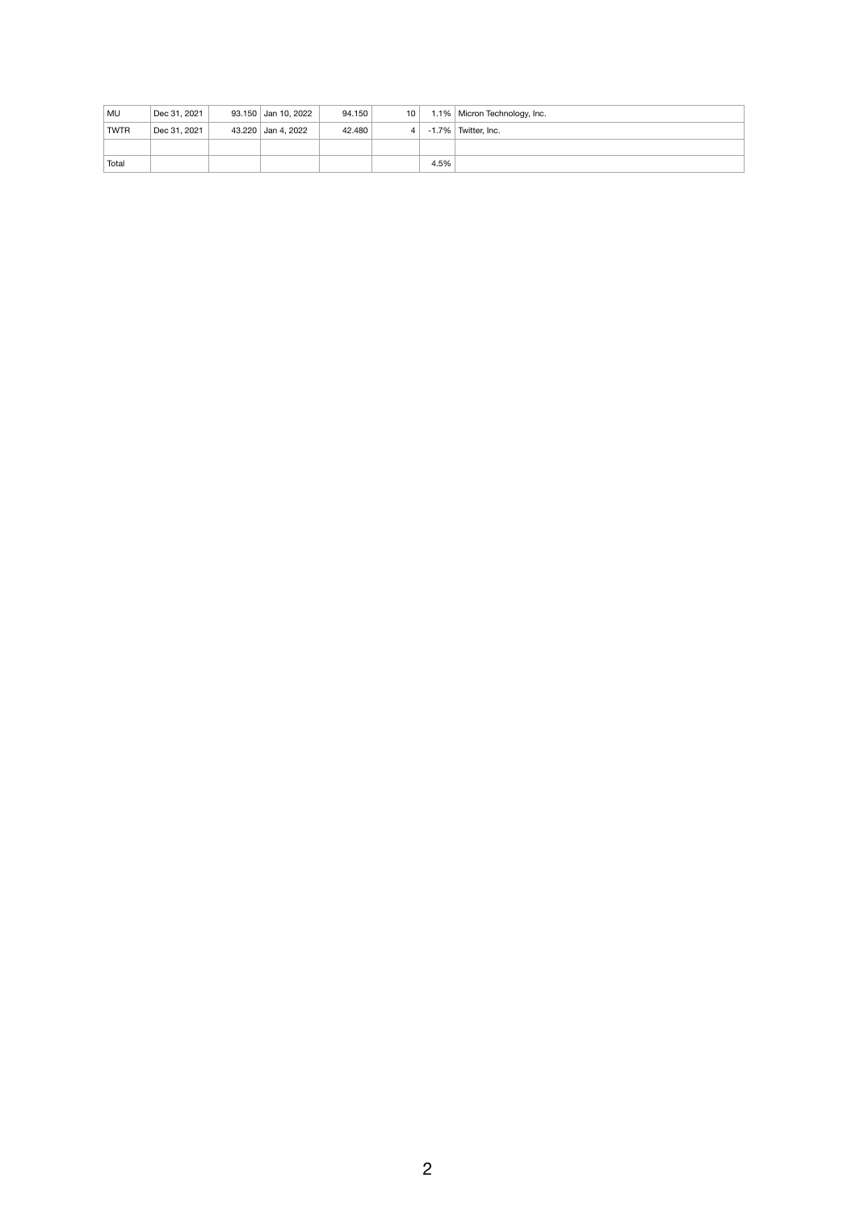| | | | | | | | |
|---|---|---|---|---|---|---|---|
| MU | Dec 31, 2021 | 93.150 | Jan 10, 2022 | 94.150 | 10 | 1.1% | Micron Technology, Inc. |
| TWTR | Dec 31, 2021 | 43.220 | Jan 4, 2022 | 42.480 | 4 | -1.7% | Twitter, Inc. |
| | | | | | | | |
| Total | | | | | | 4.5% | |